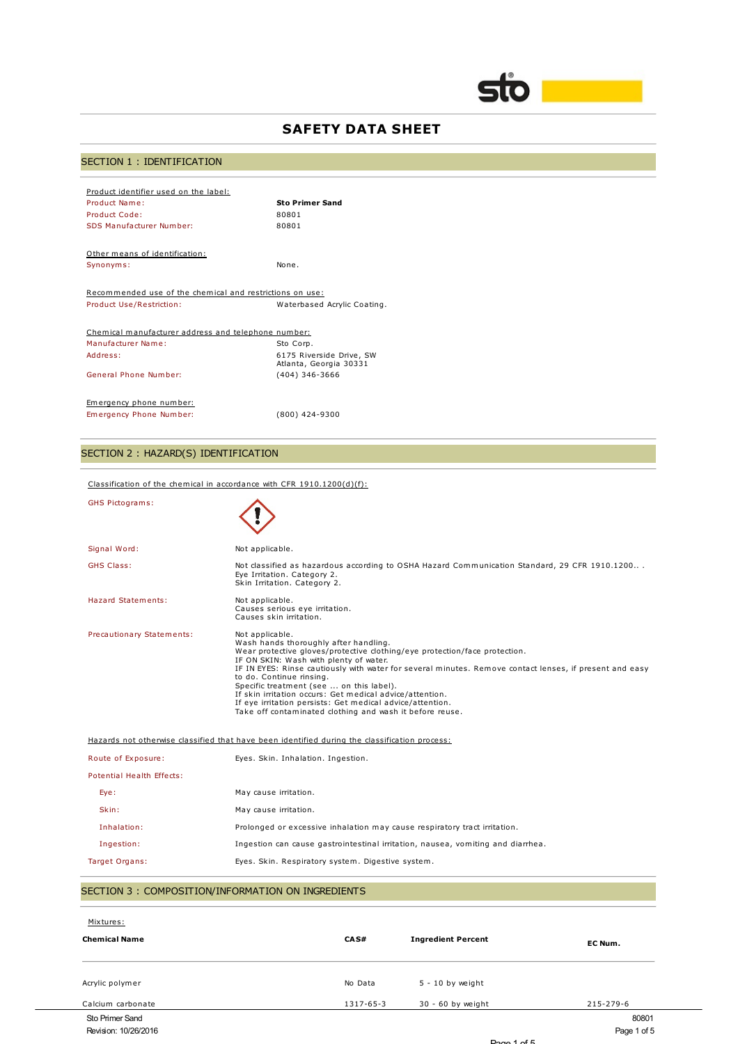# SAFETY DATA SHEET

## SECTION 1 : IDENTIFICATION

Product identifier used on the label:

| | |
|---|---|
| Product Name: | **Sto Primer Sand** |
| Product Code: | 80801 |
| SDS Manufacturer Number: | 80801 |

Other means of identification:

| | |
|---|---|
| Synonyms: | None. |

Recommended use of the chemical and restrictions on use:

| | |
|---|---|
| Product Use/Restriction: | Waterbased Acrylic Coating. |

Chemical manufacturer address and telephone number:

| | |
|---|---|
| Manufacturer Name: | Sto Corp. |
| Address: | 6175 Riverside Drive, SW Atlanta, Georgia 30331 |
| General Phone Number: | (404) 346-3666 |

Emergency phone number:

| | |
|---|---|
| Emergency Phone Number: | (800) 424-9300 |

## SECTION 2 : HAZARD(S) IDENTIFICATION

Classification of the chemical in accordance with CFR 1910.1200(d)(f):

GHS Pictograms:

Signal Word: Not applicable.

GHS Class: Not classified as hazardous according to OSHA Hazard Communication Standard, 29 CFR 1910.1200.. .
Eye Irritation. Category 2.
Skin Irritation. Category 2.

Hazard Statements: Not applicable.
Causes serious eye irritation.
Causes skin irritation.

Precautionary Statements: Not applicable.
Wash hands thoroughly after handling.
Wear protective gloves/protective clothing/eye protection/face protection.
IF ON SKIN: Wash with plenty of water.
IF IN EYES: Rinse cautiously with water for several minutes. Remove contact lenses, if present and easy to do. Continue rinsing.
Specific treatment (see ... on this label).
If skin irritation occurs: Get medical advice/attention.
If eye irritation persists: Get medical advice/attention.
Take off contaminated clothing and wash it before reuse.

Hazards not otherwise classified that have been identified during the classification process:

| | |
|---|---|
| Route of Exposure: | Eyes. Skin. Inhalation. Ingestion. |
| Potential Health Effects: | |
| Eye: | May cause irritation. |
| Skin: | May cause irritation. |
| Inhalation: | Prolonged or excessive inhalation may cause respiratory tract irritation. |
| Ingestion: | Ingestion can cause gastrointestinal irritation, nausea, vomiting and diarrhea. |
| Target Organs: | Eyes. Skin. Respiratory system. Digestive system. |

## SECTION 3 : COMPOSITION/INFORMATION ON INGREDIENTS

Mixtures:

| Chemical Name | CAS# | Ingredient Percent | EC Num. |
|---|---|---|---|
| Acrylic polymer | No Data | 5 - 10 by weight | |
| Calcium carbonate | 1317-65-3 | 30 - 60 by weight | 215-279-6 |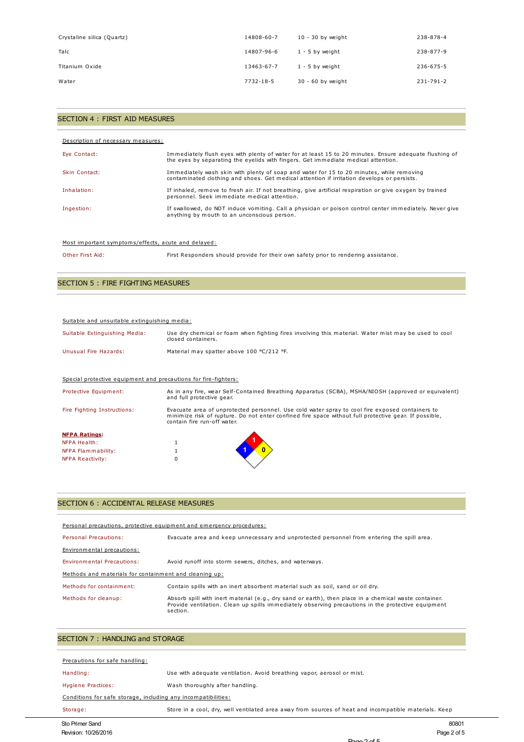| | | | |
|---|---|---|---|
| Crystaline silica (Quartz) | 14808-60-7 | 10 - 30 by weight | 238-878-4 |
| Talc | 14807-96-6 | 1 - 5 by weight | 238-877-9 |
| Titanium Oxide | 13463-67-7 | 1 - 5 by weight | 236-675-5 |
| Water | 7732-18-5 | 30 - 60 by weight | 231-791-2 |

## SECTION 4 : FIRST AID MEASURES

Description of necessary measures:

| | |
|---|---|
| Eye Contact: | Immediately flush eyes with plenty of water for at least 15 to 20 minutes. Ensure adequate flushing of the eyes by separating the eyelids with fingers. Get immediate medical attention. |
| Skin Contact: | Immediately wash skin with plenty of soap and water for 15 to 20 minutes, while removing contaminated clothing and shoes. Get medical attention if irritation develops or persists. |
| Inhalation: | If inhaled, remove to fresh air. If not breathing, give artificial respiration or give oxygen by trained personnel. Seek immediate medical attention. |
| Ingestion: | If swallowed, do NOT induce vomiting. Call a physician or poison control center immediately. Never give anything by mouth to an unconscious person. |

Most important symptoms/effects, acute and delayed:

| | |
|---|---|
| Other First Aid: | First Responders should provide for their own safety prior to rendering assistance. |

## SECTION 5 : FIRE FIGHTING MEASURES

Suitable and unsuitable extinguishing media:

| | |
|---|---|
| Suitable Extinguishing Media: | Use dry chemical or foam when fighting fires involving this material. Water mist may be used to cool closed containers. |
| Unusual Fire Hazards: | Material may spatter above 100 °C/212 °F. |

Special protective equipment and precautions for fire-fighters:

| | |
|---|---|
| Protective Equipment: | As in any fire, wear Self-Contained Breathing Apparatus (SCBA), MSHA/NIOSH (approved or equivalent) and full protective gear. |
| Fire Fighting Instructions: | Evacuate area of unprotected personnel. Use cold water spray to cool fire exposed containers to minimize risk of rupture. Do not enter confined fire space without full protective gear. If possible, contain fire run-off water. |

**NFPA Ratings:**

| | |
|---|---|
| NFPA Health: | 1 |
| NFPA Flammability: | 1 |
| NFPA Reactivity: | 0 |

## SECTION 6 : ACCIDENTAL RELEASE MEASURES

Personal precautions, protective equipment and emergency procedures:

| | |
|---|---|
| Personal Precautions: | Evacuate area and keep unnecessary and unprotected personnel from entering the spill area. |

Environmental precautions:

| | |
|---|---|
| Environmental Precautions: | Avoid runoff into storm sewers, ditches, and waterways. |

Methods and materials for containment and cleaning up:

| | |
|---|---|
| Methods for containment: | Contain spills with an inert absorbent material such as soil, sand or oil dry. |
| Methods for cleanup: | Absorb spill with inert material (e.g., dry sand or earth), then place in a chemical waste container. Provide ventilation. Clean up spills immediately observing precautions in the protective equipment section. |

## SECTION 7 : HANDLING and STORAGE

Precautions for safe handling:

| | |
|---|---|
| Handling: | Use with adequate ventilation. Avoid breathing vapor, aerosol or mist. |
| Hygiene Practices: | Wash thoroughly after handling. |

Conditions for safe storage, including any incompatibilities:

| | |
|---|---|
| Storage: | Store in a cool, dry, well ventilated area away from sources of heat and incompatible materials. Keep |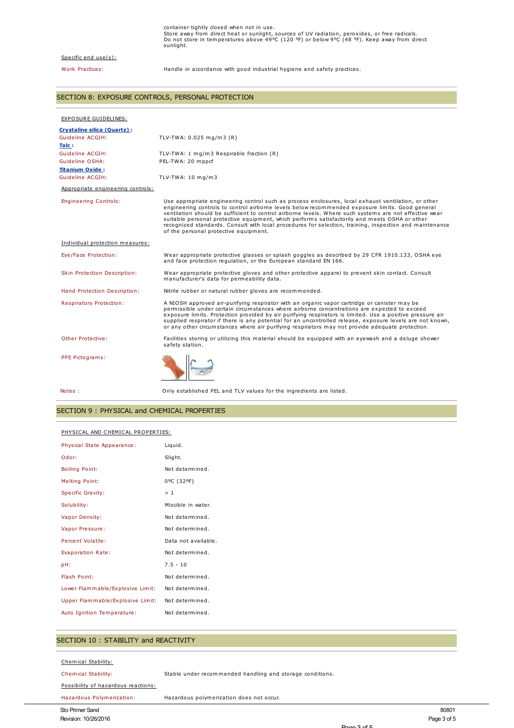container tightly closed when not in use.
Store away from direct heat or sunlight, sources of UV radiation, peroxides, or free radicals.
Do not store in temperatures above 49°C (120 °F) or below 9°C (48 °F). Keep away from direct sunlight.

Specific end use(s):

| | |
|---|---|
| Work Practices: | Handle in accordance with good industrial hygiene and safety practices. |

## SECTION 8: EXPOSURE CONTROLS, PERSONAL PROTECTION

EXPOSURE GUIDELINES:

| | |
|---|---|
| **Crystaline silica (Quartz) :** | |
| Guideline ACGIH: | TLV-TWA: 0.025 mg/m3 (R) |
| **Talc :** | |
| Guideline ACGIH: | TLV-TWA: 1 mg/m3 Respirable fraction (R) |
| Guideline OSHA: | PEL-TWA: 20 mppcf |
| **Titanium Oxide :** | |
| Guideline ACGIH: | TLV-TWA: 10 mg/m3 |

Appropriate engineering controls:

| | |
|---|---|
| Engineering Controls: | Use appropriate engineering control such as process enclosures, local exhaust ventilation, or other engineering controls to control airborne levels below recommended exposure limits. Good general ventilation should be sufficient to control airborne levels. Where such systems are not effective wear suitable personal protective equipment, which performs satisfactorily and meets OSHA or other recognized standards. Consult with local procedures for selection, training, inspection and maintenance of the personal protective equipment. |

Individual protection measures:

| | |
|---|---|
| Eye/Face Protection: | Wear appropriate protective glasses or splash goggles as described by 29 CFR 1910.133, OSHA eye and face protection regulation, or the European standard EN 166. |
| Skin Protection Description: | Wear appropriate protective gloves and other protective apparel to prevent skin contact. Consult manufacturer's data for permeability data. |
| Hand Protection Description: | Nitrile rubber or natural rubber gloves are recommended. |
| Respiratory Protection: | A NIOSH approved air-purifying respirator with an organic vapor cartridge or canister may be permissible under certain circumstances where airborne concentrations are expected to exceed exposure limits. Protection provided by air purifying respirators is limited. Use a positive pressure air supplied respirator if there is any potential for an uncontrolled release, exposure levels are not known, or any other circumstances where air purifying respirators may not provide adequate protection. |
| Other Protective: | Facilities storing or utilizing this material should be equipped with an eyewash and a deluge shower safety station. |
| PPE Pictograms: | |
| Notes : | Only established PEL and TLV values for the ingredients are listed. |

## SECTION 9 : PHYSICAL and CHEMICAL PROPERTIES

PHYSICAL AND CHEMICAL PROPERTIES:

| | |
|---|---|
| Physical State Appearance: | Liquid. |
| Odor: | Slight. |
| Boiling Point: | Not determined. |
| Melting Point: | 0ºC (32ºF) |
| Specific Gravity: | > 1 |
| Solubility: | Miscible in water. |
| Vapor Density: | Not determined. |
| Vapor Pressure: | Not determined. |
| Percent Volatile: | Data not available. |
| Evaporation Rate: | Not determined. |
| pH: | 7.5 - 10 |
| Flash Point: | Not determined. |
| Lower Flammable/Explosive Limit: | Not determined. |
| Upper Flammable/Explosive Limit: | Not determined. |
| Auto Ignition Temperature: | Not determined. |

## SECTION 10 : STABILITY and REACTIVITY

Chemical Stability:

| | |
|---|---|
| Chemical Stability: | Stable under recommended handling and storage conditions. |

Possibility of hazardous reactions:

| | |
|---|---|
| Hazardous Polymerization: | Hazardous polymerization does not occur. |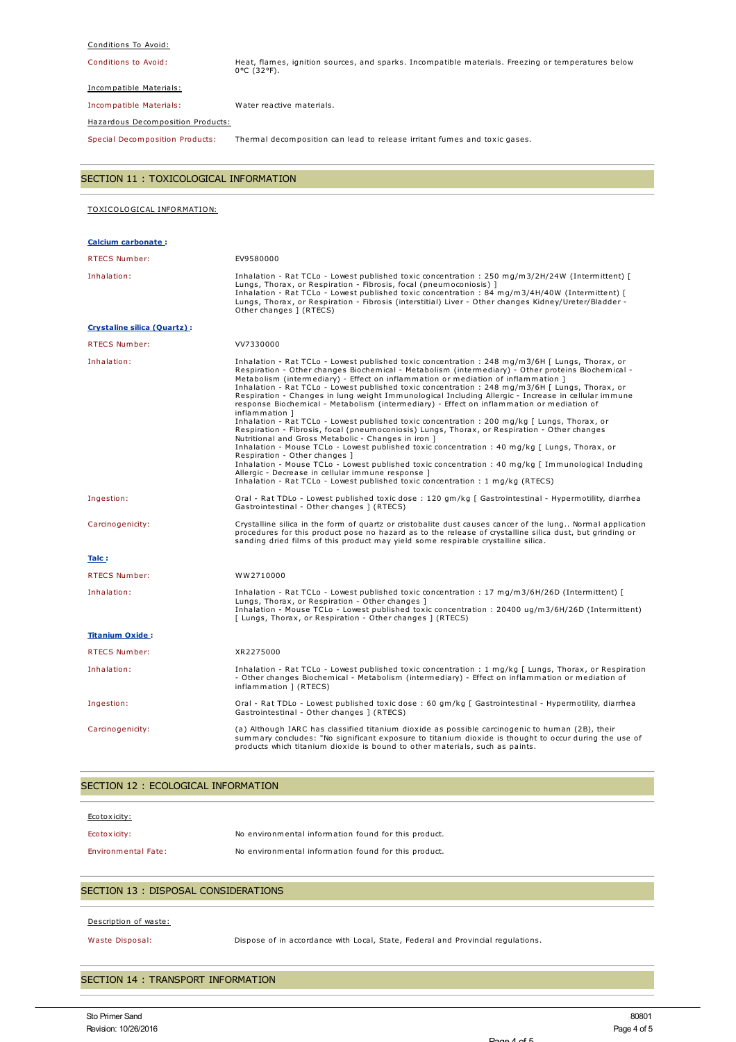Conditions To Avoid:

| | |
|---|---|
| Conditions to Avoid: | Heat, flames, ignition sources, and sparks. Incompatible materials. Freezing or temperatures below 0°C (32°F). |

Incompatible Materials:

| | |
|---|---|
| Incompatible Materials: | Water reactive materials. |

Hazardous Decomposition Products:

| | |
|---|---|
| Special Decomposition Products: | Thermal decomposition can lead to release irritant fumes and toxic gases. |

## SECTION 11 : TOXICOLOGICAL INFORMATION

TOXICOLOGICAL INFORMATION:

**Calcium carbonate :**

| | |
|---|---|
| RTECS Number: | EV9580000 |
| Inhalation: | Inhalation - Rat TCLo - Lowest published toxic concentration : 250 mg/m3/2H/24W (Intermittent) [ Lungs, Thorax, or Respiration - Fibrosis, focal (pneumoconiosis) ] Inhalation - Rat TCLo - Lowest published toxic concentration : 84 mg/m3/4H/40W (Intermittent) [ Lungs, Thorax, or Respiration - Fibrosis (interstitial) Liver - Other changes Kidney/Ureter/Bladder - Other changes ] (RTECS) |

**Crystaline silica (Quartz) :**

| | |
|---|---|
| RTECS Number: | VV7330000 |
| Inhalation: | Inhalation - Rat TCLo - Lowest published toxic concentration : 248 mg/m3/6H [ Lungs, Thorax, or Respiration - Other changes Biochemical - Metabolism (intermediary) - Other proteins Biochemical - Metabolism (intermediary) - Effect on inflammation or mediation of inflammation ] Inhalation - Rat TCLo - Lowest published toxic concentration : 248 mg/m3/6H [ Lungs, Thorax, or Respiration - Changes in lung weight Immunological Including Allergic - Increase in cellular immune response Biochemical - Metabolism (intermediary) - Effect on inflammation or mediation of inflammation ] Inhalation - Rat TCLo - Lowest published toxic concentration : 200 mg/kg [ Lungs, Thorax, or Respiration - Fibrosis, focal (pneumoconiosis) Lungs, Thorax, or Respiration - Other changes Nutritional and Gross Metabolic - Changes in iron ] Inhalation - Mouse TCLo - Lowest published toxic concentration : 40 mg/kg [ Lungs, Thorax, or Respiration - Other changes ] Inhalation - Mouse TCLo - Lowest published toxic concentration : 40 mg/kg [ Immunological Including Allergic - Decrease in cellular immune response ] Inhalation - Rat TCLo - Lowest published toxic concentration : 1 mg/kg (RTECS) |
| Ingestion: | Oral - Rat TDLo - Lowest published toxic dose : 120 gm/kg [ Gastrointestinal - Hypermotility, diarrhea Gastrointestinal - Other changes ] (RTECS) |
| Carcinogenicity: | Crystalline silica in the form of quartz or cristobalite dust causes cancer of the lung.. Normal application procedures for this product pose no hazard as to the release of crystalline silica dust, but grinding or sanding dried films of this product may yield some respirable crystalline silica. |

**Talc :**

| | |
|---|---|
| RTECS Number: | WW2710000 |
| Inhalation: | Inhalation - Rat TCLo - Lowest published toxic concentration : 17 mg/m3/6H/26D (Intermittent) [ Lungs, Thorax, or Respiration - Other changes ] Inhalation - Mouse TCLo - Lowest published toxic concentration : 20400 ug/m3/6H/26D (Intermittent) [ Lungs, Thorax, or Respiration - Other changes ] (RTECS) |

**Titanium Oxide :**

| | |
|---|---|
| RTECS Number: | XR2275000 |
| Inhalation: | Inhalation - Rat TCLo - Lowest published toxic concentration : 1 mg/kg [ Lungs, Thorax, or Respiration - Other changes Biochemical - Metabolism (intermediary) - Effect on inflammation or mediation of inflammation ] (RTECS) |
| Ingestion: | Oral - Rat TDLo - Lowest published toxic dose : 60 gm/kg [ Gastrointestinal - Hypermotility, diarrhea Gastrointestinal - Other changes ] (RTECS) |
| Carcinogenicity: | (a) Although IARC has classified titanium dioxide as possible carcinogenic to human (2B), their summary concludes: "No significant exposure to titanium dioxide is thought to occur during the use of products which titanium dioxide is bound to other materials, such as paints. |

## SECTION 12 : ECOLOGICAL INFORMATION

Ecotoxicity:

| | |
|---|---|
| Ecotoxicity: | No environmental information found for this product. |
| Environmental Fate: | No environmental information found for this product. |

## SECTION 13 : DISPOSAL CONSIDERATIONS

Description of waste:

| | |
|---|---|
| Waste Disposal: | Dispose of in accordance with Local, State, Federal and Provincial regulations. |

## SECTION 14 : TRANSPORT INFORMATION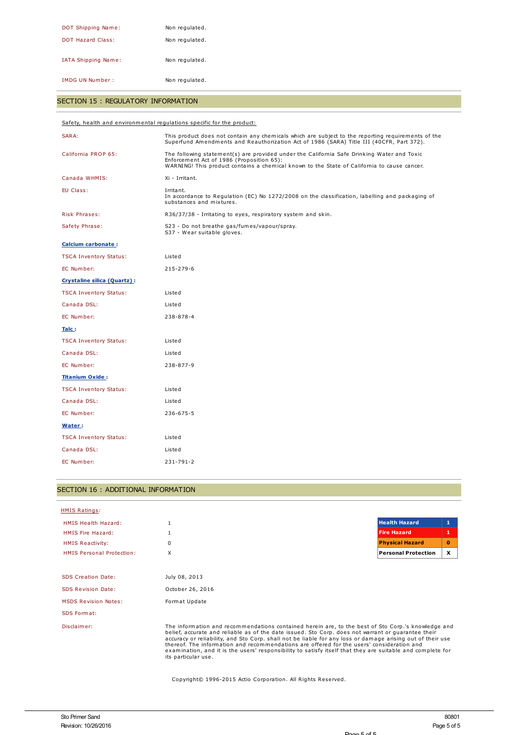| | |
|---|---|
| DOT Shipping Name: | Non regulated. |
| DOT Hazard Class: | Non regulated. |
| IATA Shipping Name: | Non regulated. |
| IMDG UN Number : | Non regulated. |

## SECTION 15 : REGULATORY INFORMATION

Safety, health and environmental regulations specific for the product:

| | |
|---|---|
| SARA: | This product does not contain any chemicals which are subject to the reporting requirements of the Superfund Amendments and Reauthorization Act of 1986 (SARA) Title III (40CFR, Part 372). |
| California PROP 65: | The following statement(s) are provided under the California Safe Drinking Water and Toxic Enforcement Act of 1986 (Proposition 65): WARNING! This product contains a chemical known to the State of California to cause cancer. |
| Canada WHMIS: | Xi - Irritant. |
| EU Class: | Irritant. In accordance to Regulation (EC) No 1272/2008 on the classification, labelling and packaging of substances and mixtures. |
| Risk Phrases: | R36/37/38 - Irritating to eyes, respiratory system and skin. |
| Safety Phrase: | S23 - Do not breathe gas/fumes/vapour/spray. S37 - Wear suitable gloves. |

**Calcium carbonate :**

| | |
|---|---|
| TSCA Inventory Status: | Listed |
| EC Number: | 215-279-6 |

**Crystaline silica (Quartz) :**

| | |
|---|---|
| TSCA Inventory Status: | Listed |
| Canada DSL: | Listed |
| EC Number: | 238-878-4 |

**Talc :**

| | |
|---|---|
| TSCA Inventory Status: | Listed |
| Canada DSL: | Listed |
| EC Number: | 238-877-9 |

**Titanium Oxide :**

| | |
|---|---|
| TSCA Inventory Status: | Listed |
| Canada DSL: | Listed |
| EC Number: | 236-675-5 |

**Water :**

| | |
|---|---|
| TSCA Inventory Status: | Listed |
| Canada DSL: | Listed |
| EC Number: | 231-791-2 |

## SECTION 16 : ADDITIONAL INFORMATION

HMIS Ratings:

| | |
|---|---|
| HMIS Health Hazard: | 1 |
| HMIS Fire Hazard: | 1 |
| HMIS Reactivity: | 0 |
| HMIS Personal Protection: | X |

| | |
|---|---|
| Health Hazard | 1 |
| Fire Hazard | 1 |
| Physical Hazard | 0 |
| Personal Protection | X |

| | |
|---|---|
| SDS Creation Date: | July 08, 2013 |
| SDS Revision Date: | October 26, 2016 |
| MSDS Revision Notes: | Format Update |
| SDS Format: | |
| Disclaimer: | The information and recommendations contained herein are, to the best of Sto Corp.'s knowledge and belief, accurate and reliable as of the date issued. Sto Corp. does not warrant or guarantee their accuracy or reliability, and Sto Corp. shall not be liable for any loss or damage arising out of their use thereof. The information and recommendations are offered for the users' consideration and examination, and it is the users' responsibility to satisfy itself that they are suitable and complete for its particular use. |

Copyright© 1996-2015 Actio Corporation. All Rights Reserved.